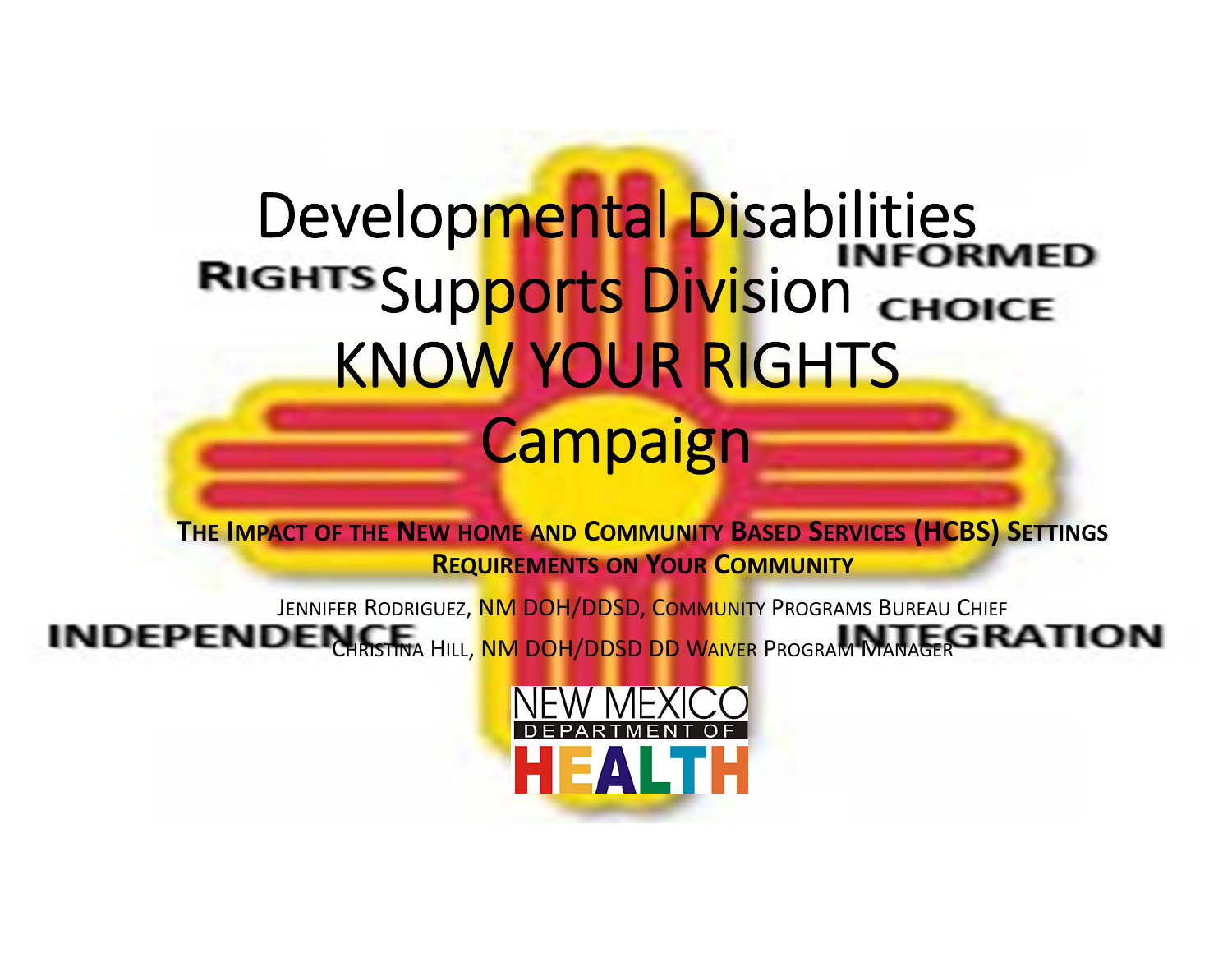# Developmental Disabilities Supports Division KNOW YOUR RIGHTS Campaign

RIGHTS

INFORMED CHOICE

**THE IMPACT OF THE NEW HOME AND COMMUNITY BASED SERVICES (HCBS) SETTINGS REQUIREMENTS ON YOUR COMMUNITY**

JENNIFER RODRIGUEZ, NM DOH/DDSD, COMMUNITY PROGRAMS BUREAU CHIEF

CHRISTINA HILL, NM DOH/DDSD DD WAIVER PROGRAM MANAGER

INDEPENDENCE

INTEGRATION

NEW MEXICO DEPARTMENT OF HEALTH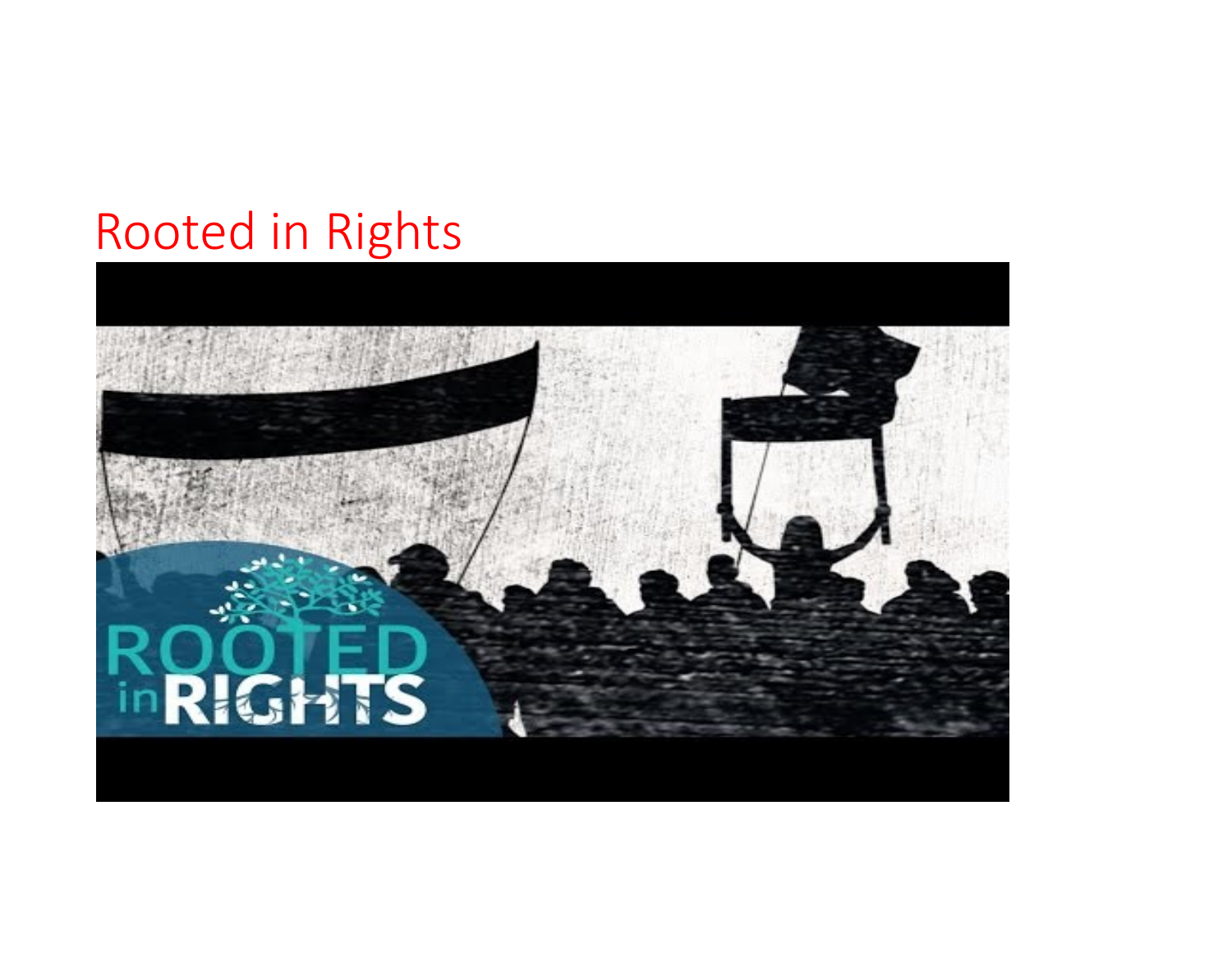# Rooted in Rights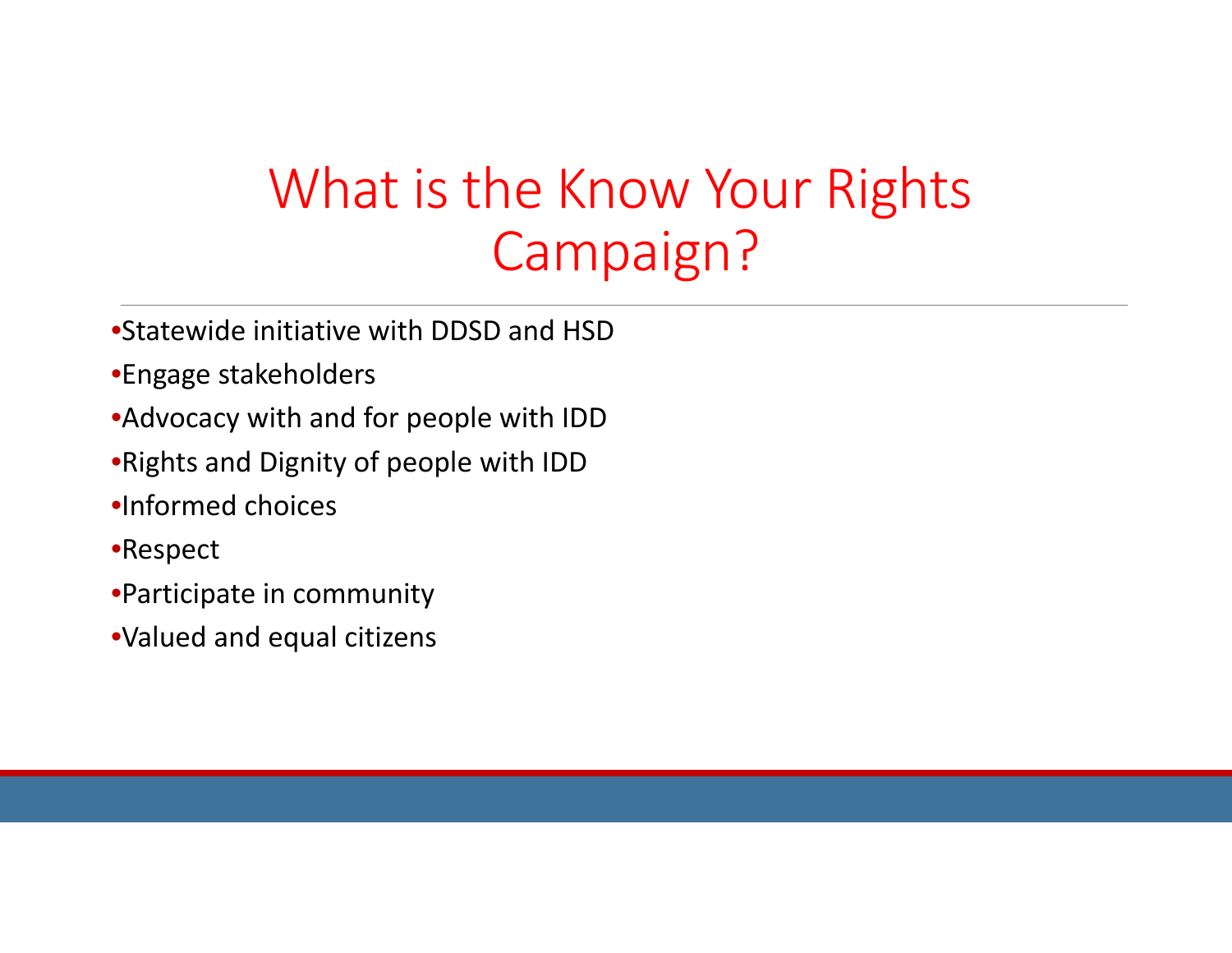# What is the Know Your Rights Campaign?

- Statewide initiative with DDSD and HSD
- Engage stakeholders
- Advocacy with and for people with IDD
- Rights and Dignity of people with IDD
- Informed choices
- Respect
- Participate in community
- Valued and equal citizens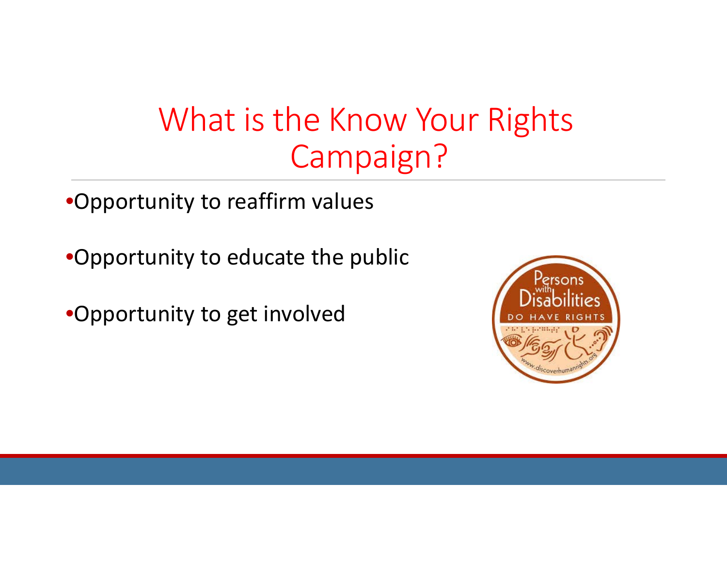# What is the Know Your Rights Campaign?

- Opportunity to reaffirm values
- Opportunity to educate the public
- Opportunity to get involved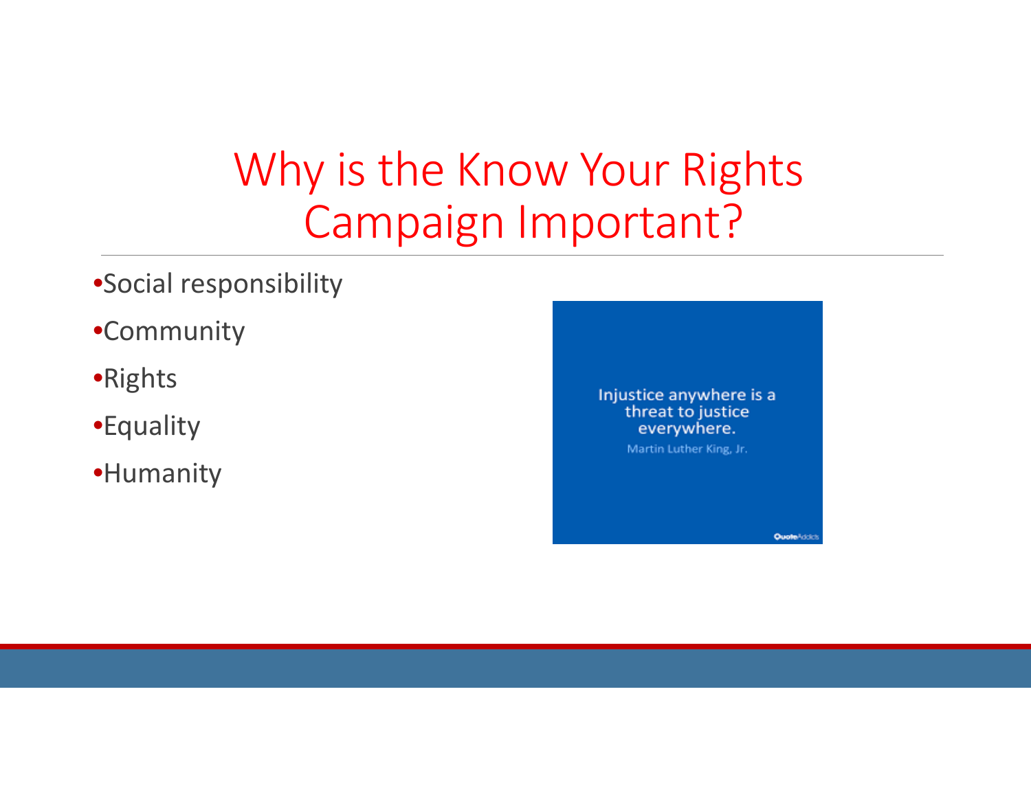# Why is the Know Your Rights Campaign Important?

- Social responsibility
- Community
- Rights
- Equality
- Humanity

Injustice anywhere is a threat to justice everywhere.

Martin Luther King, Jr.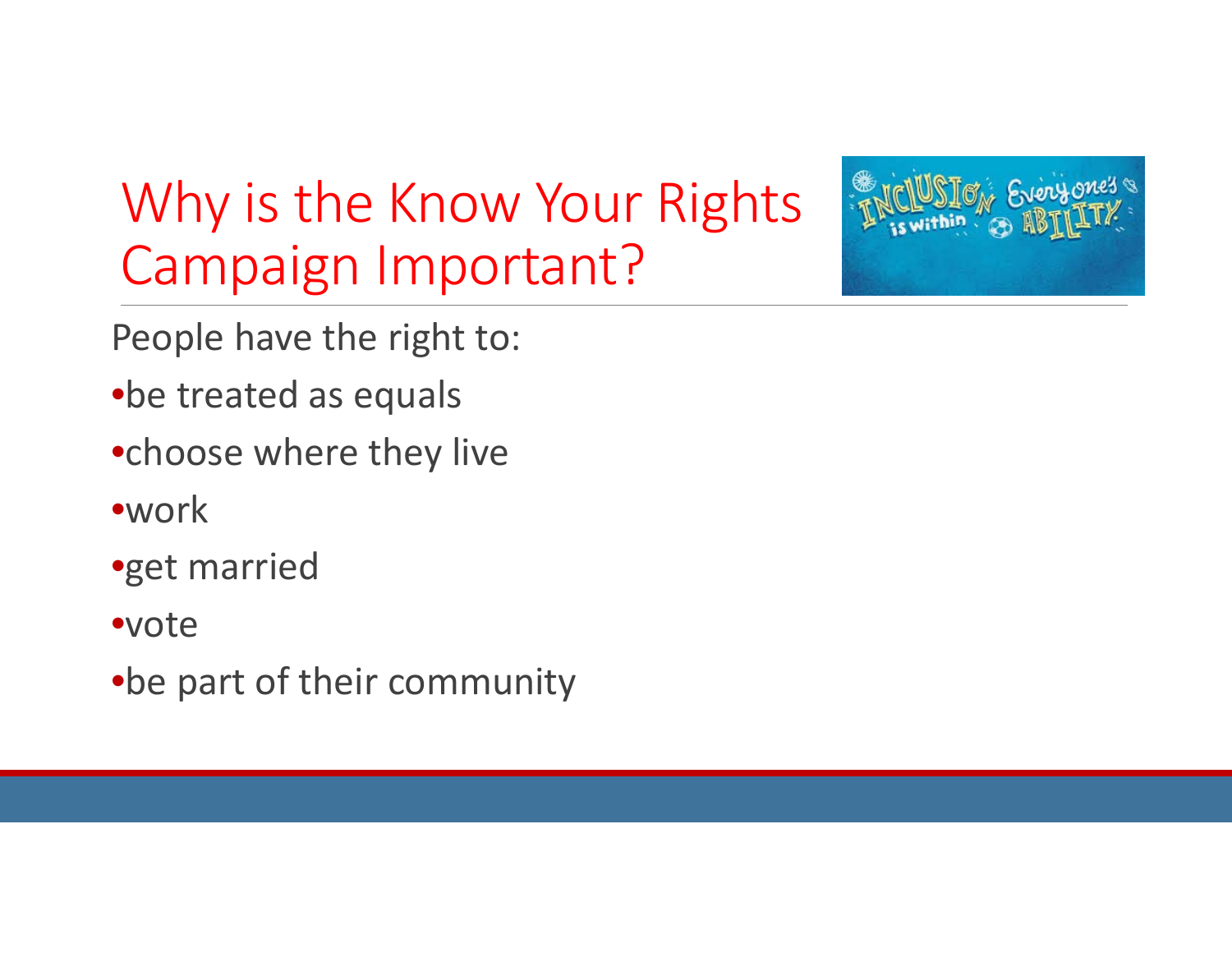# Why is the Know Your Rights Campaign Important?

People have the right to:

- be treated as equals
- choose where they live
- work
- get married
- vote
- be part of their community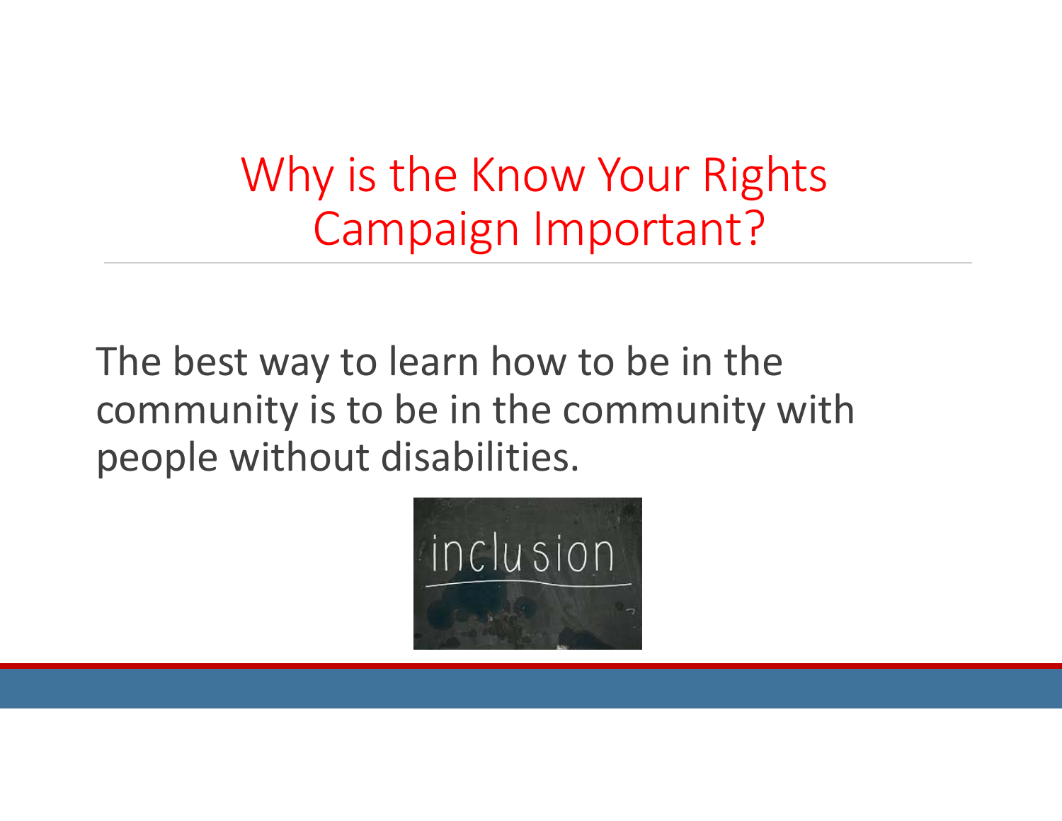# Why is the Know Your Rights Campaign Important?

The best way to learn how to be in the community is to be in the community with people without disabilities.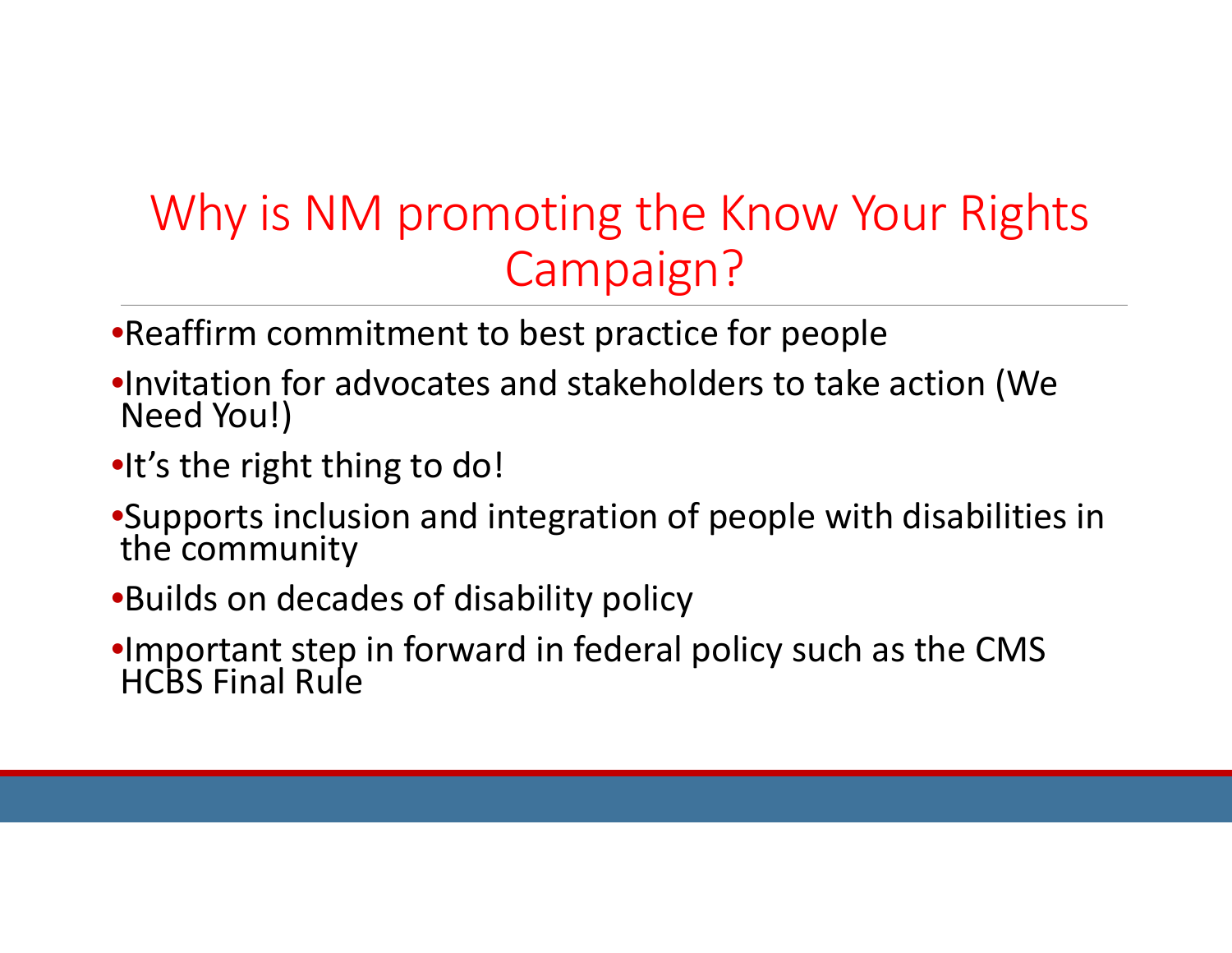# Why is NM promoting the Know Your Rights Campaign?

- Reaffirm commitment to best practice for people
- Invitation for advocates and stakeholders to take action (We Need You!)
- It's the right thing to do!
- Supports inclusion and integration of people with disabilities in the community
- Builds on decades of disability policy
- Important step in forward in federal policy such as the CMS HCBS Final Rule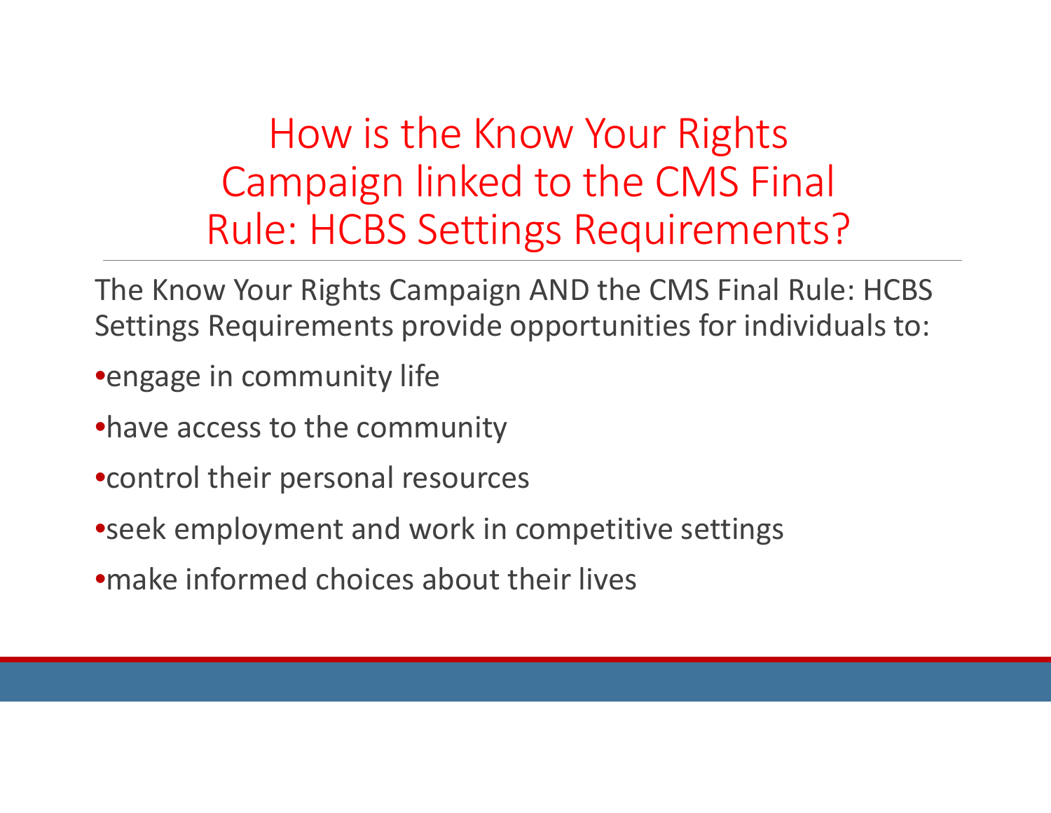# How is the Know Your Rights Campaign linked to the CMS Final Rule: HCBS Settings Requirements?

The Know Your Rights Campaign AND the CMS Final Rule: HCBS Settings Requirements provide opportunities for individuals to:

- engage in community life
- have access to the community
- control their personal resources
- seek employment and work in competitive settings
- make informed choices about their lives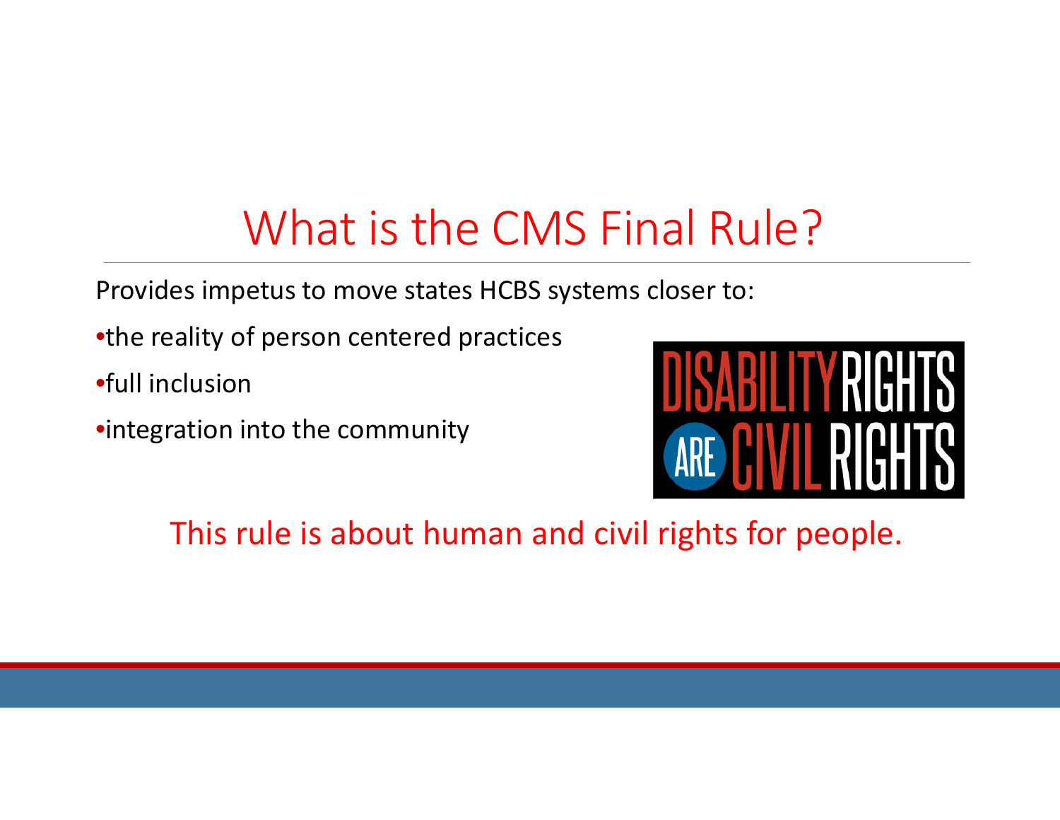# What is the CMS Final Rule?

Provides impetus to move states HCBS systems closer to:

- the reality of person centered practices
- full inclusion
- integration into the community

DISABILITY RIGHTS ARE CIVIL RIGHTS

This rule is about human and civil rights for people.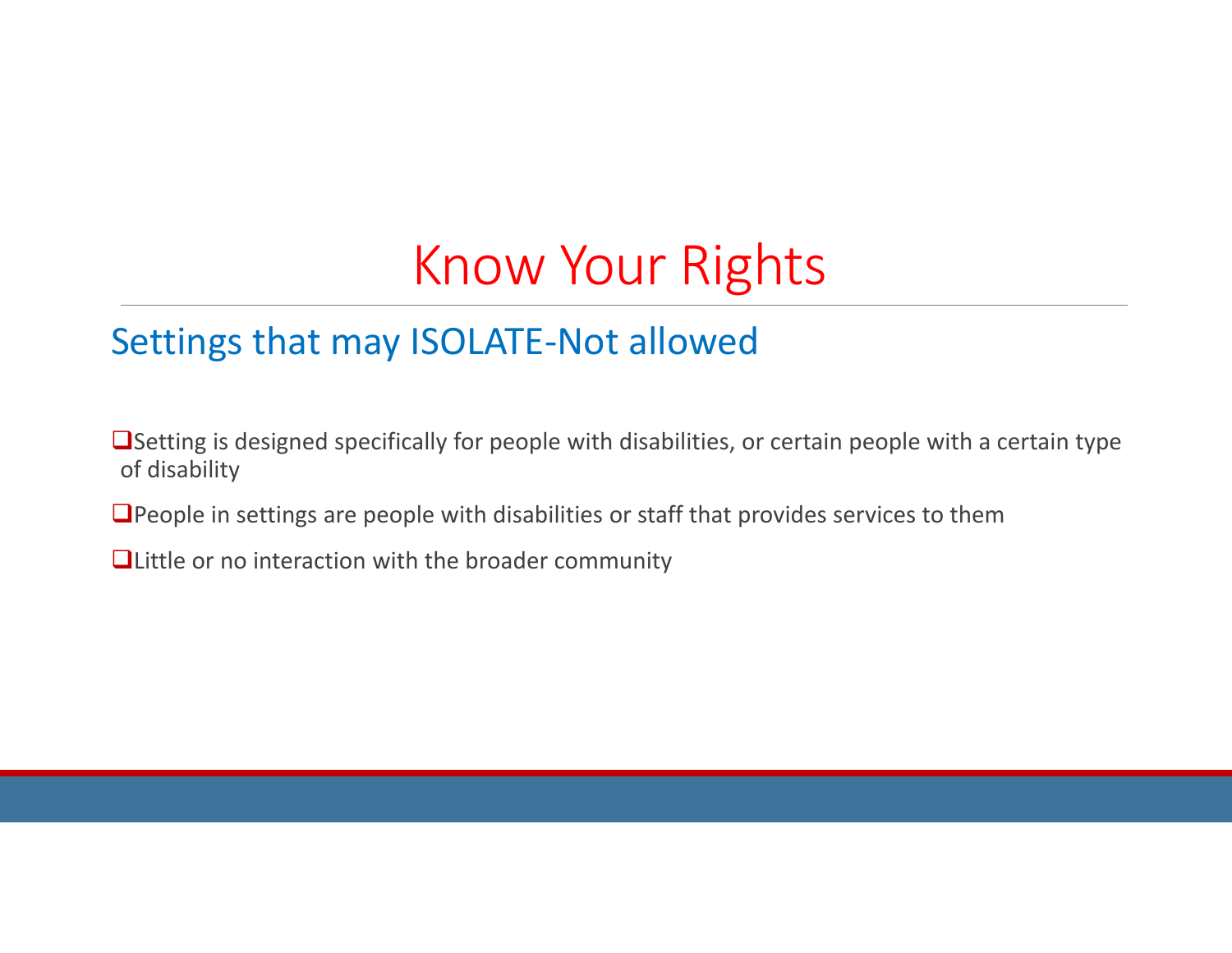# Know Your Rights

## Settings that may ISOLATE-Not allowed

- Setting is designed specifically for people with disabilities, or certain people with a certain type of disability
- People in settings are people with disabilities or staff that provides services to them
- Little or no interaction with the broader community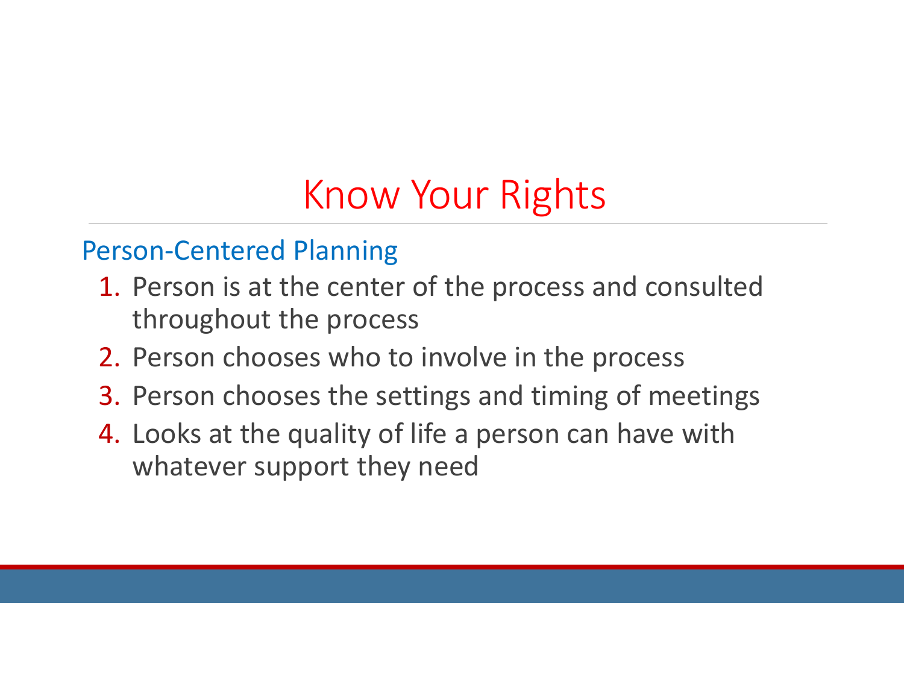# Know Your Rights

## Person-Centered Planning

1. Person is at the center of the process and consulted throughout the process
2. Person chooses who to involve in the process
3. Person chooses the settings and timing of meetings
4. Looks at the quality of life a person can have with whatever support they need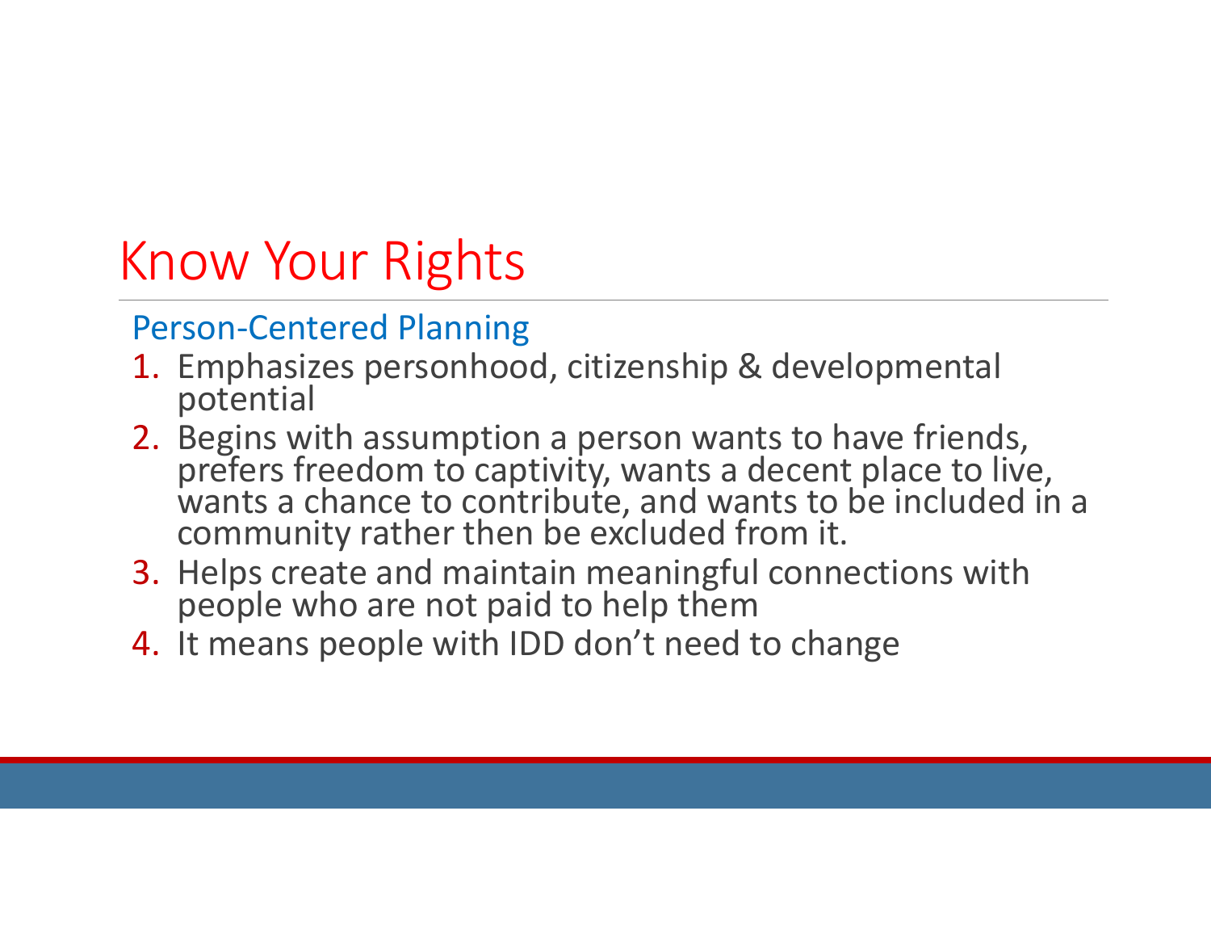# Know Your Rights

## Person-Centered Planning

1. Emphasizes personhood, citizenship & developmental potential
2. Begins with assumption a person wants to have friends, prefers freedom to captivity, wants a decent place to live, wants a chance to contribute, and wants to be included in a community rather then be excluded from it.
3. Helps create and maintain meaningful connections with people who are not paid to help them
4. It means people with IDD don't need to change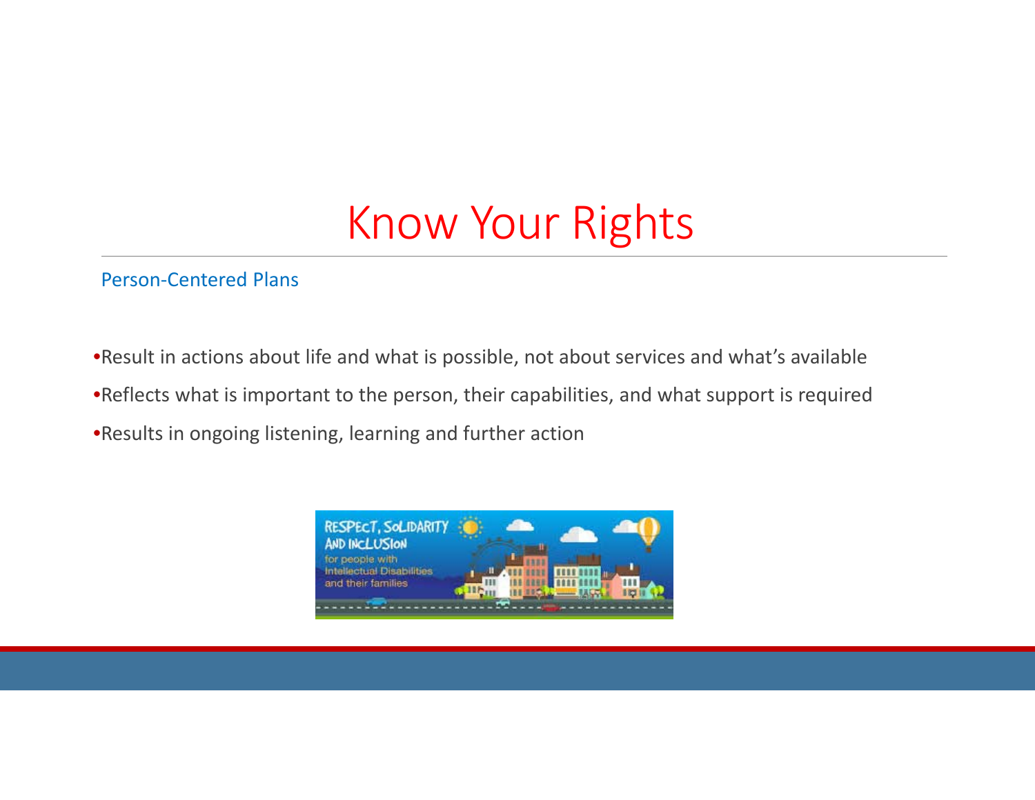# Know Your Rights

## Person-Centered Plans

- Result in actions about life and what is possible, not about services and what's available
- Reflects what is important to the person, their capabilities, and what support is required
- Results in ongoing listening, learning and further action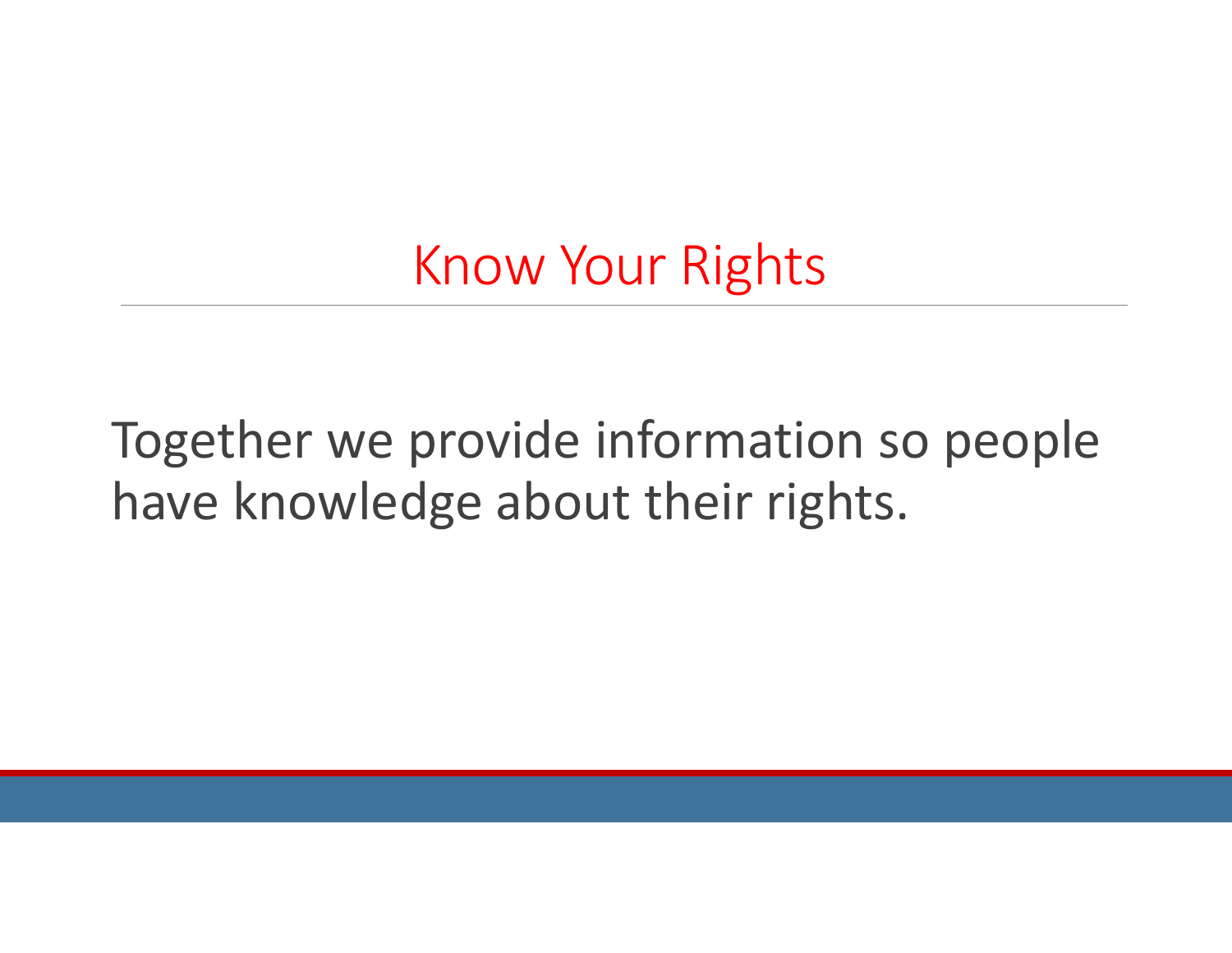# Know Your Rights

Together we provide information so people have knowledge about their rights.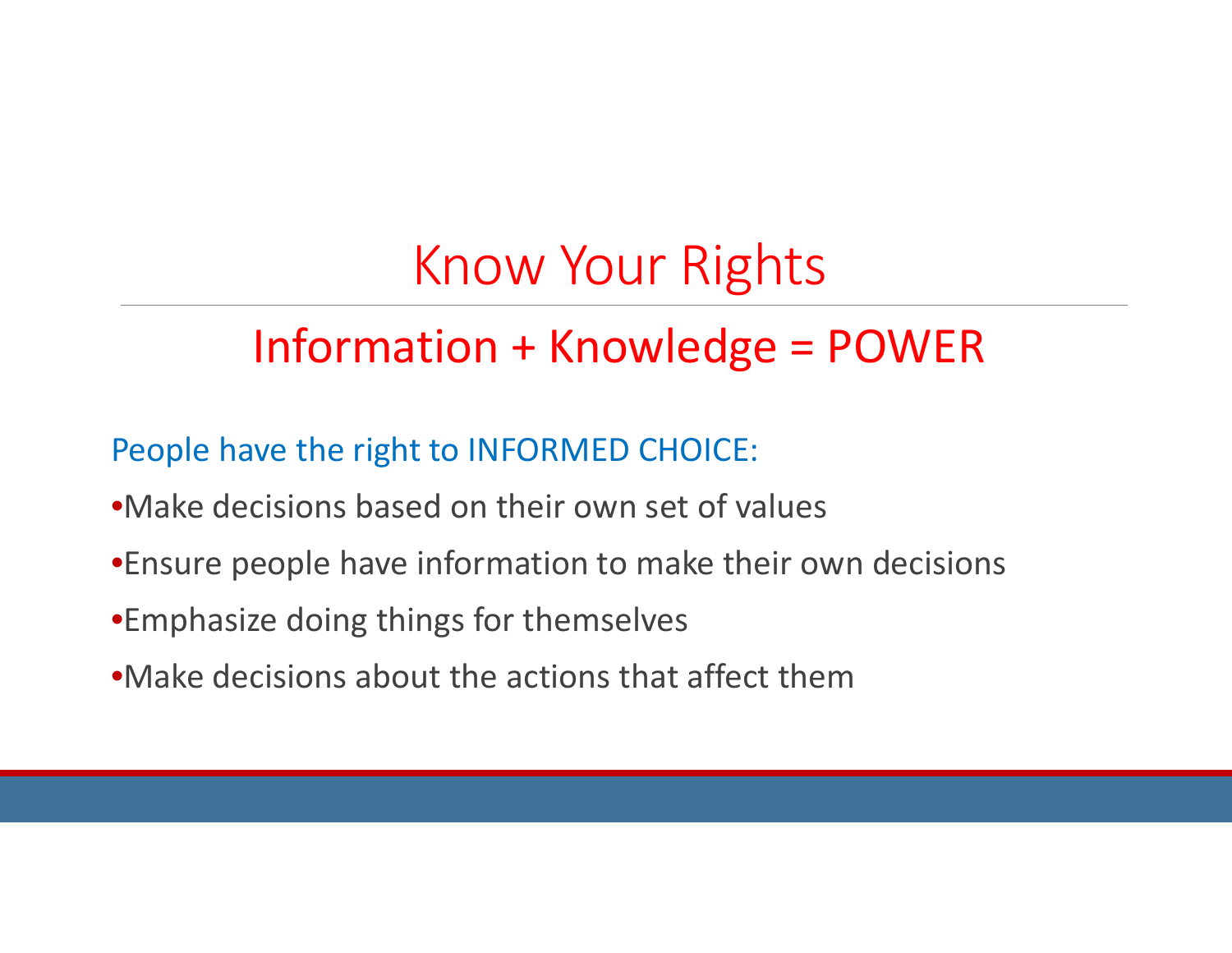# Know Your Rights

## Information + Knowledge = POWER

People have the right to INFORMED CHOICE:

- Make decisions based on their own set of values
- Ensure people have information to make their own decisions
- Emphasize doing things for themselves
- Make decisions about the actions that affect them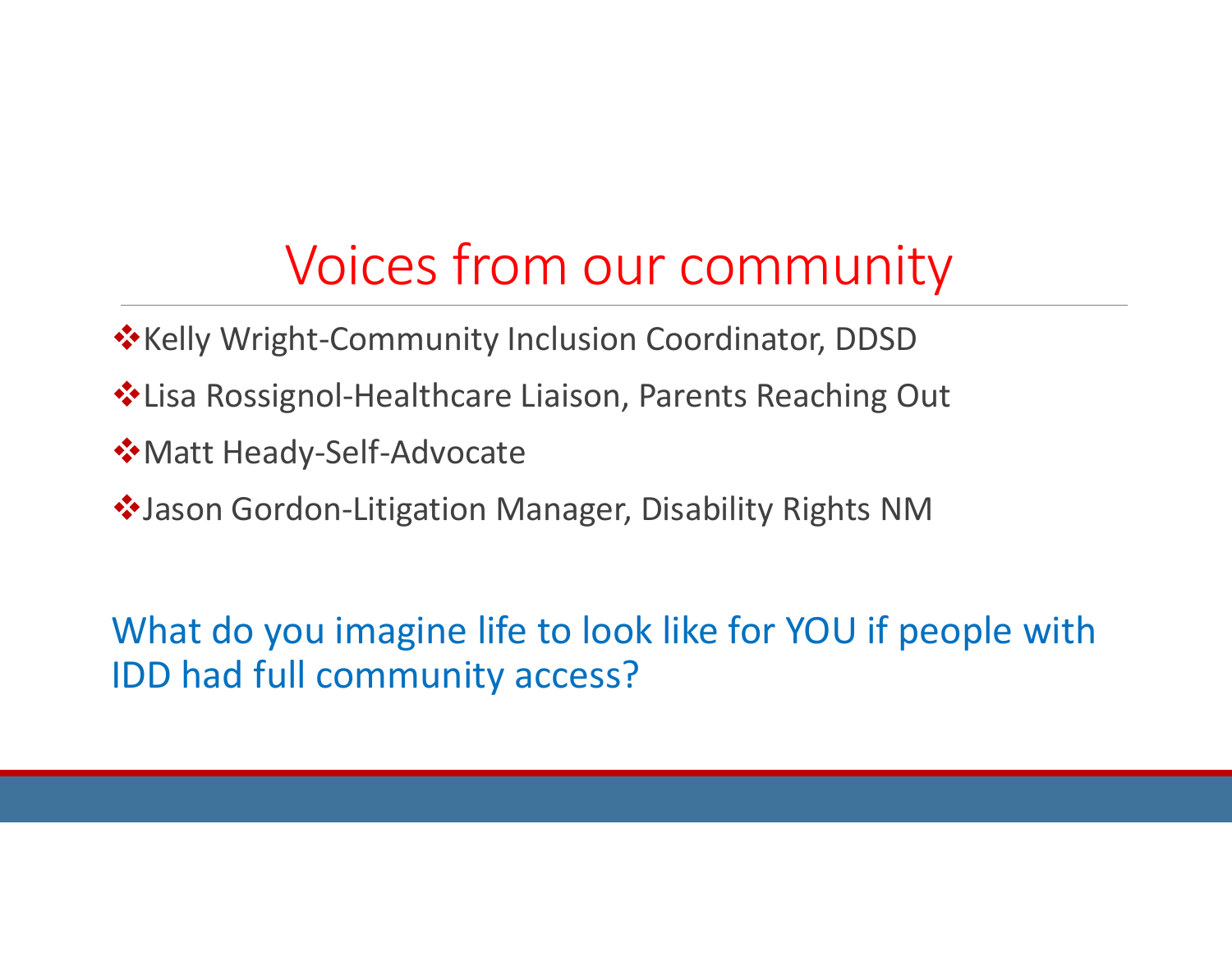# Voices from our community

- Kelly Wright-Community Inclusion Coordinator, DDSD
- Lisa Rossignol-Healthcare Liaison, Parents Reaching Out
- Matt Heady-Self-Advocate
- Jason Gordon-Litigation Manager, Disability Rights NM

What do you imagine life to look like for YOU if people with IDD had full community access?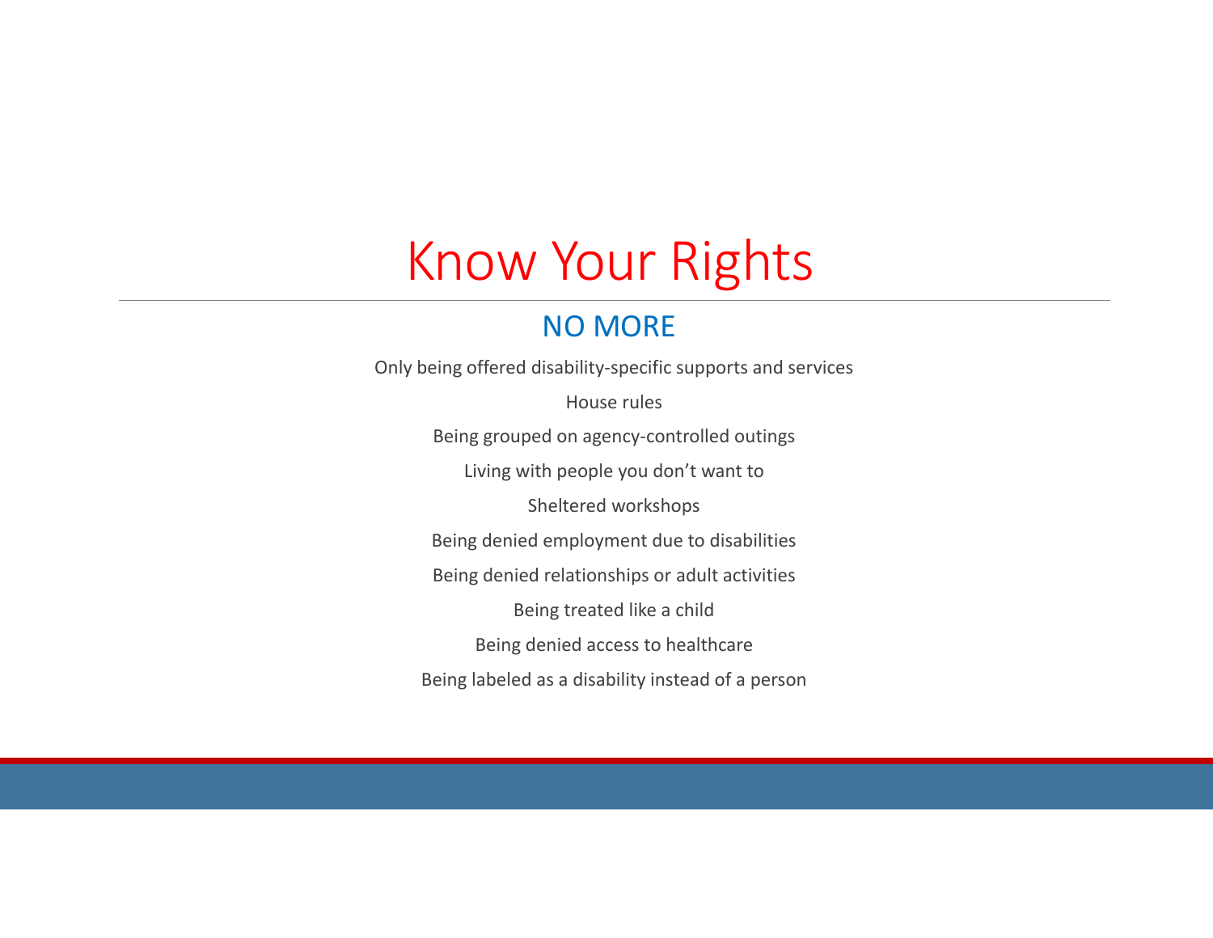# Know Your Rights

## NO MORE

Only being offered disability-specific supports and services

House rules

Being grouped on agency-controlled outings

Living with people you don't want to

Sheltered workshops

Being denied employment due to disabilities

Being denied relationships or adult activities

Being treated like a child

Being denied access to healthcare

Being labeled as a disability instead of a person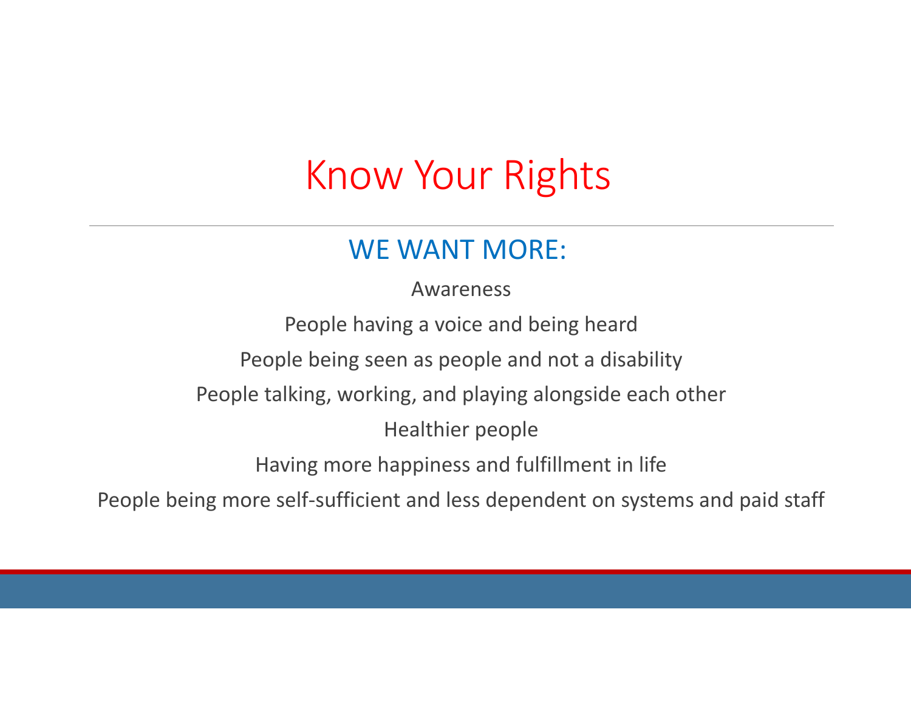# Know Your Rights

## WE WANT MORE:

Awareness

People having a voice and being heard

People being seen as people and not a disability

People talking, working, and playing alongside each other

Healthier people

Having more happiness and fulfillment in life

People being more self-sufficient and less dependent on systems and paid staff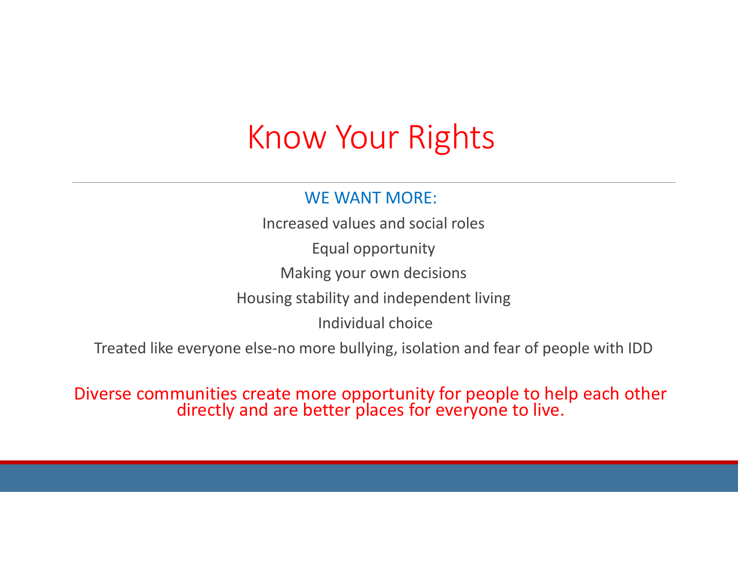# Know Your Rights

WE WANT MORE:

Increased values and social roles

Equal opportunity

Making your own decisions

Housing stability and independent living

Individual choice

Treated like everyone else-no more bullying, isolation and fear of people with IDD

Diverse communities create more opportunity for people to help each other directly and are better places for everyone to live.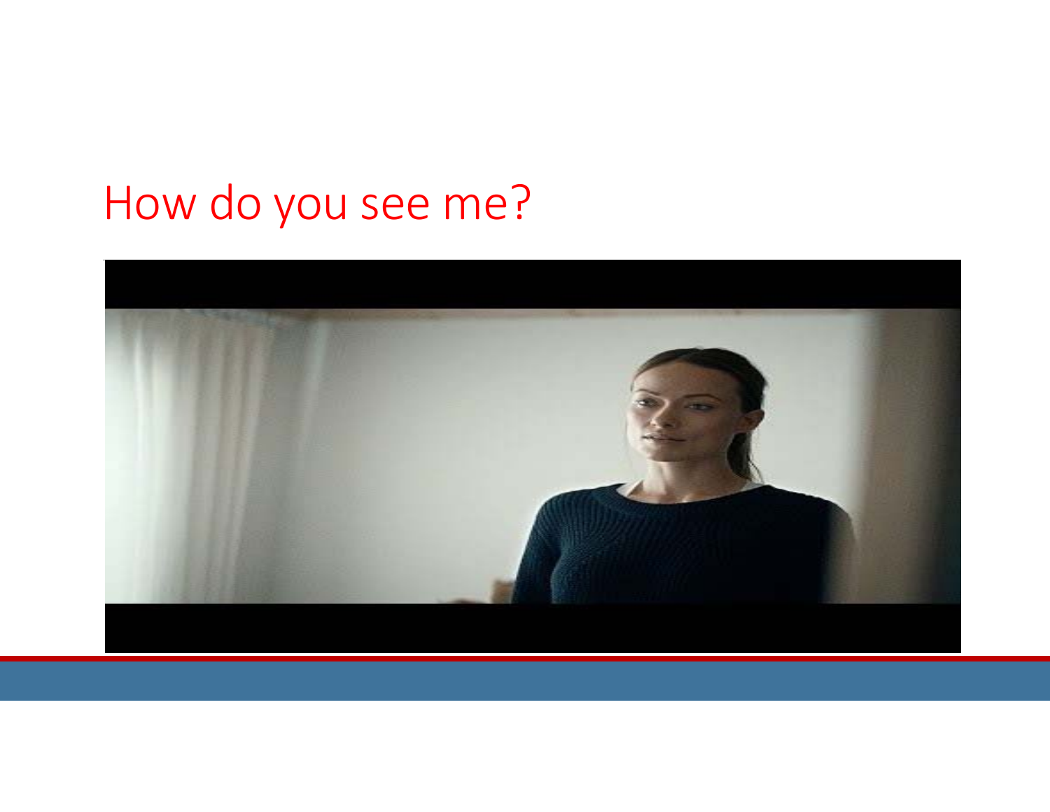# How do you see me?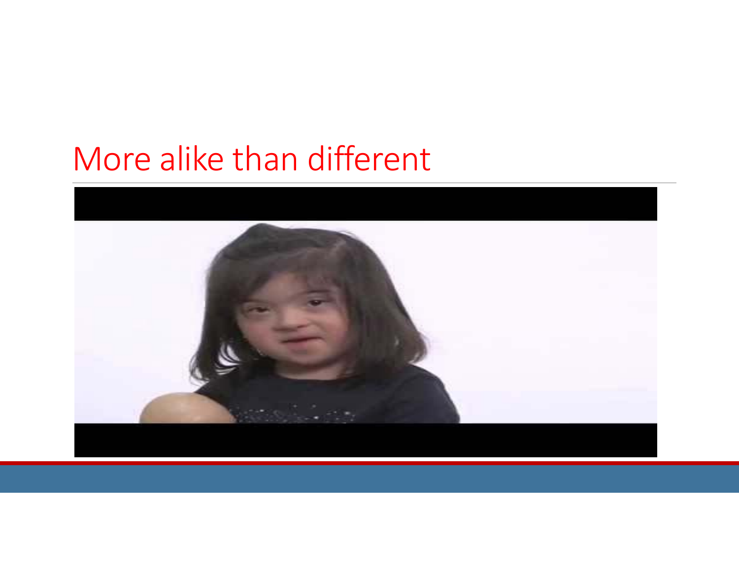# More alike than different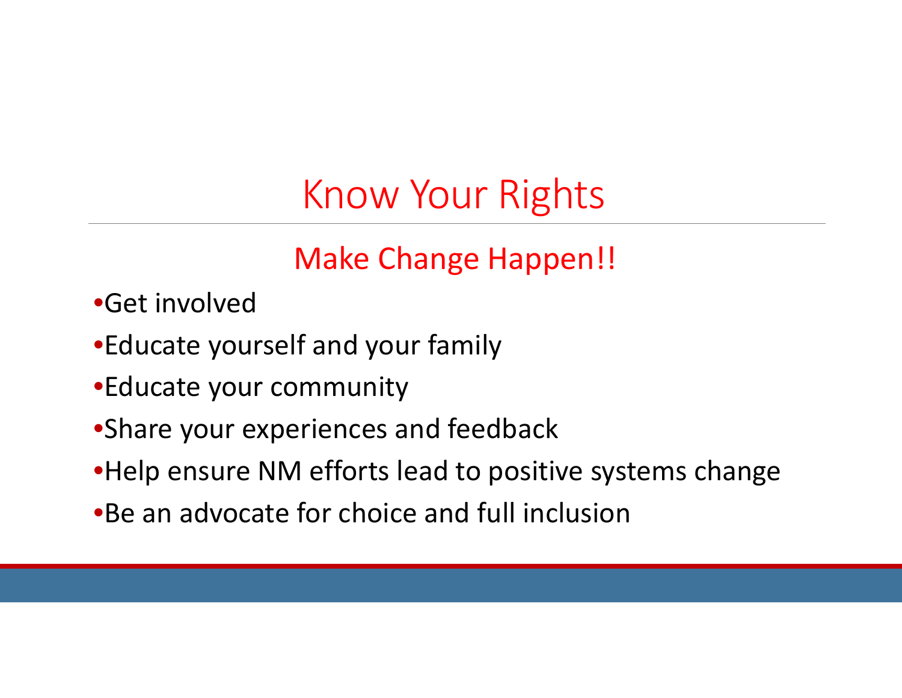# Know Your Rights

## Make Change Happen!!

- Get involved
- Educate yourself and your family
- Educate your community
- Share your experiences and feedback
- Help ensure NM efforts lead to positive systems change
- Be an advocate for choice and full inclusion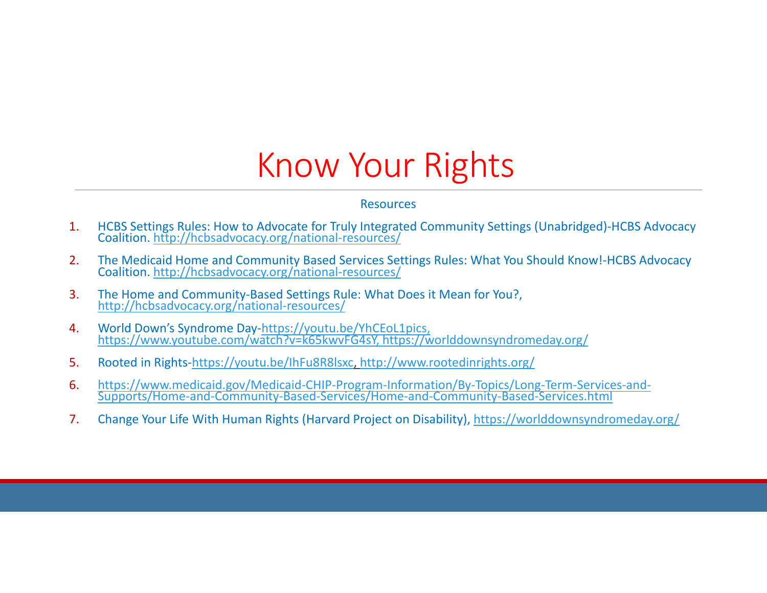# Know Your Rights

Resources

1. HCBS Settings Rules: How to Advocate for Truly Integrated Community Settings (Unabridged)-HCBS Advocacy Coalition. http://hcbsadvocacy.org/national-resources/
2. The Medicaid Home and Community Based Services Settings Rules: What You Should Know!-HCBS Advocacy Coalition. http://hcbsadvocacy.org/national-resources/
3. The Home and Community-Based Settings Rule: What Does it Mean for You?, http://hcbsadvocacy.org/national-resources/
4. World Down's Syndrome Day-https://youtu.be/YhCEoL1pics, https://www.youtube.com/watch?v=k65kwvFG4sY, https://worlddownsyndromeday.org/
5. Rooted in Rights-https://youtu.be/IhFu8R8lsxc, http://www.rootedinrights.org/
6. https://www.medicaid.gov/Medicaid-CHIP-Program-Information/By-Topics/Long-Term-Services-and-Supports/Home-and-Community-Based-Services/Home-and-Community-Based-Services.html
7. Change Your Life With Human Rights (Harvard Project on Disability), https://worlddownsyndromeday.org/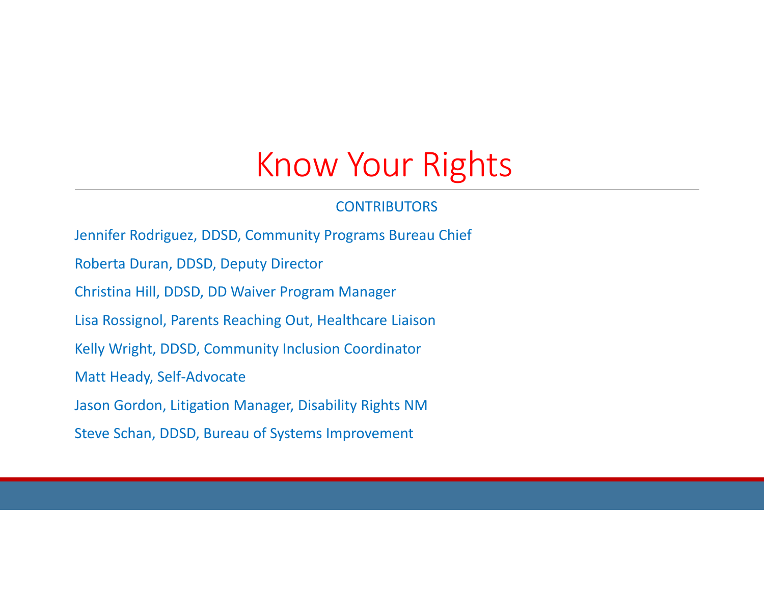# Know Your Rights

CONTRIBUTORS

Jennifer Rodriguez, DDSD, Community Programs Bureau Chief

Roberta Duran, DDSD, Deputy Director

Christina Hill, DDSD, DD Waiver Program Manager

Lisa Rossignol, Parents Reaching Out, Healthcare Liaison

Kelly Wright, DDSD, Community Inclusion Coordinator

Matt Heady, Self-Advocate

Jason Gordon, Litigation Manager, Disability Rights NM

Steve Schan, DDSD, Bureau of Systems Improvement